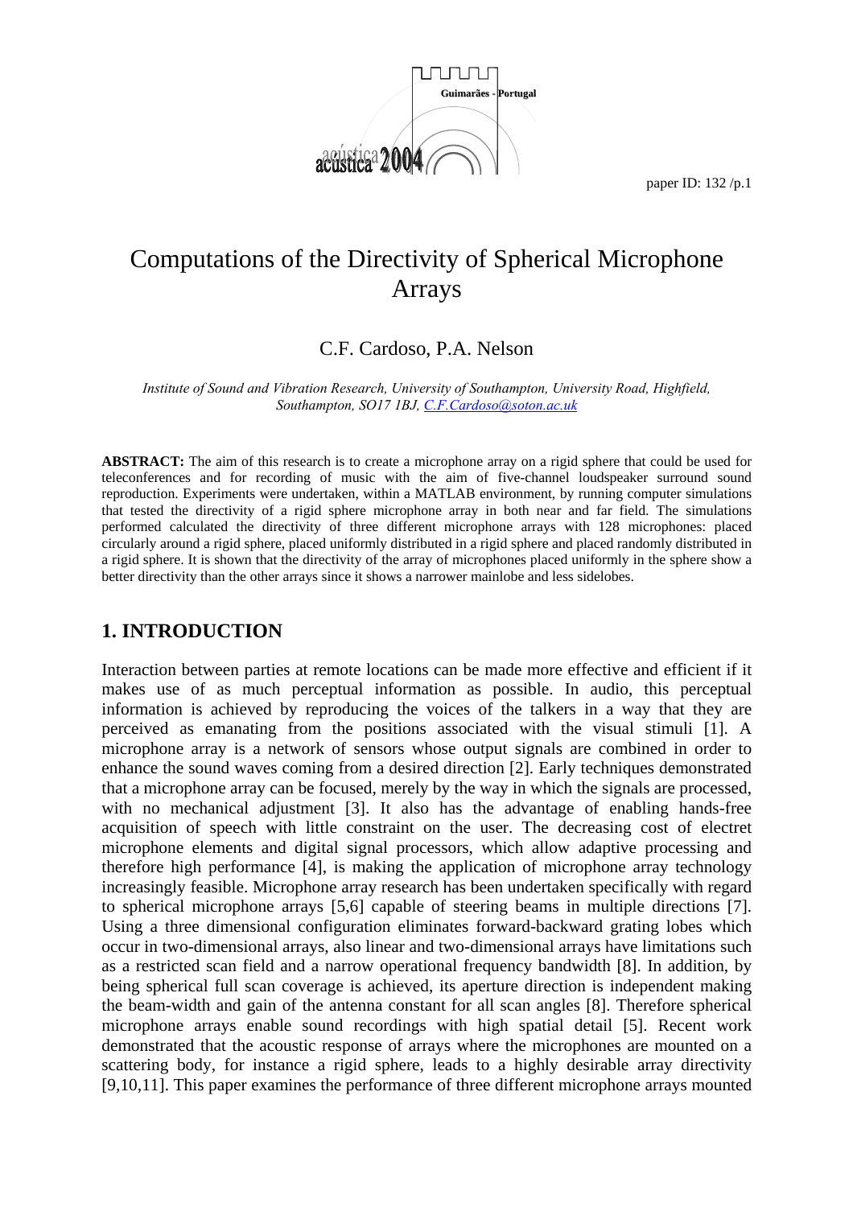# Computations of the Directivity of Spherical Microphone Arrays

C.F. Cardoso, P.A. Nelson

*Institute of Sound and Vibration Research, University of Southampton, University Road, Highfield, Southampton, SO17 1BJ, C.F.Cardoso@soton.ac.uk*

**ABSTRACT:** The aim of this research is to create a microphone array on a rigid sphere that could be used for teleconferences and for recording of music with the aim of five-channel loudspeaker surround sound reproduction. Experiments were undertaken, within a MATLAB environment, by running computer simulations that tested the directivity of a rigid sphere microphone array in both near and far field. The simulations performed calculated the directivity of three different microphone arrays with 128 microphones: placed circularly around a rigid sphere, placed uniformly distributed in a rigid sphere and placed randomly distributed in a rigid sphere. It is shown that the directivity of the array of microphones placed uniformly in the sphere show a better directivity than the other arrays since it shows a narrower mainlobe and less sidelobes.

## 1. INTRODUCTION

Interaction between parties at remote locations can be made more effective and efficient if it makes use of as much perceptual information as possible. In audio, this perceptual information is achieved by reproducing the voices of the talkers in a way that they are perceived as emanating from the positions associated with the visual stimuli [1]. A microphone array is a network of sensors whose output signals are combined in order to enhance the sound waves coming from a desired direction [2]. Early techniques demonstrated that a microphone array can be focused, merely by the way in which the signals are processed, with no mechanical adjustment [3]. It also has the advantage of enabling hands-free acquisition of speech with little constraint on the user. The decreasing cost of electret microphone elements and digital signal processors, which allow adaptive processing and therefore high performance [4], is making the application of microphone array technology increasingly feasible. Microphone array research has been undertaken specifically with regard to spherical microphone arrays [5,6] capable of steering beams in multiple directions [7]. Using a three dimensional configuration eliminates forward-backward grating lobes which occur in two-dimensional arrays, also linear and two-dimensional arrays have limitations such as a restricted scan field and a narrow operational frequency bandwidth [8]. In addition, by being spherical full scan coverage is achieved, its aperture direction is independent making the beam-width and gain of the antenna constant for all scan angles [8]. Therefore spherical microphone arrays enable sound recordings with high spatial detail [5]. Recent work demonstrated that the acoustic response of arrays where the microphones are mounted on a scattering body, for instance a rigid sphere, leads to a highly desirable array directivity [9,10,11]. This paper examines the performance of three different microphone arrays mounted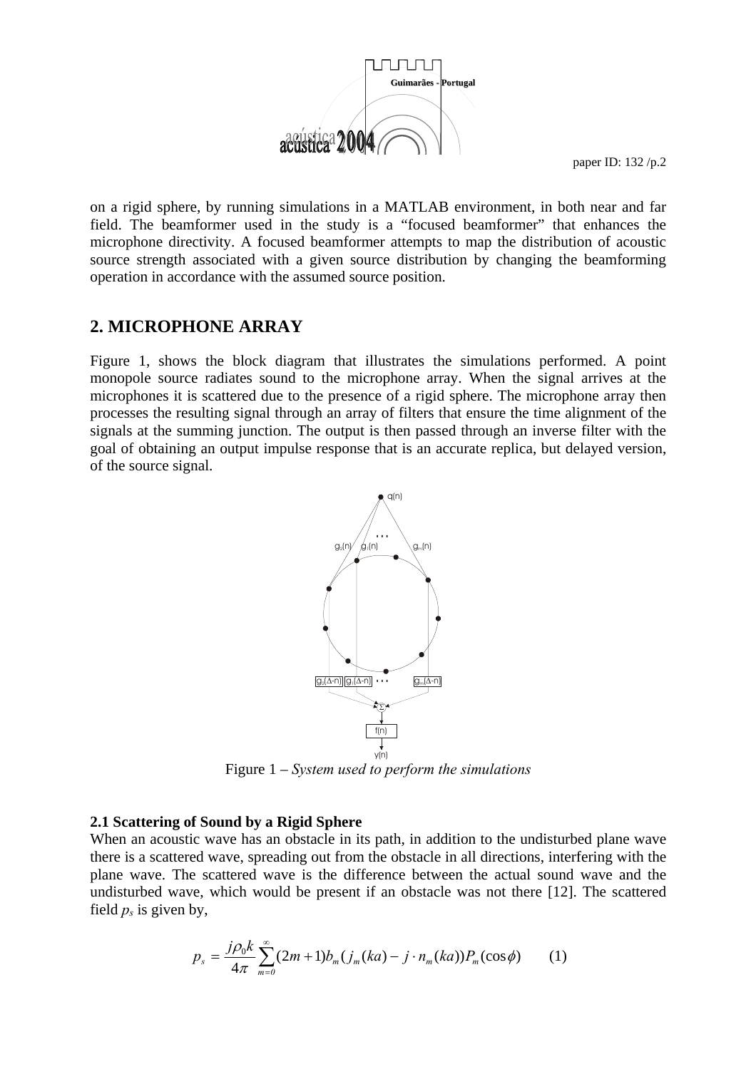on a rigid sphere, by running simulations in a MATLAB environment, in both near and far field. The beamformer used in the study is a "focused beamformer" that enhances the microphone directivity. A focused beamformer attempts to map the distribution of acoustic source strength associated with a given source distribution by changing the beamforming operation in accordance with the assumed source position.

## 2. MICROPHONE ARRAY

Figure 1, shows the block diagram that illustrates the simulations performed. A point monopole source radiates sound to the microphone array. When the signal arrives at the microphones it is scattered due to the presence of a rigid sphere. The microphone array then processes the resulting signal through an array of filters that ensure the time alignment of the signals at the summing junction. The output is then passed through an inverse filter with the goal of obtaining an output impulse response that is an accurate replica, but delayed version, of the source signal.

Figure 1 – *System used to perform the simulations*

### 2.1 Scattering of Sound by a Rigid Sphere

When an acoustic wave has an obstacle in its path, in addition to the undisturbed plane wave there is a scattered wave, spreading out from the obstacle in all directions, interfering with the plane wave. The scattered wave is the difference between the actual sound wave and the undisturbed wave, which would be present if an obstacle was not there [12]. The scattered field $p_s$ is given by,

$$p_s = \frac{j\rho_0 k}{4\pi} \sum_{m=0}^{\infty} (2m+1) b_m \left( j_m(ka) - j \cdot n_m(ka) \right) P_m(\cos\phi) \qquad (1)$$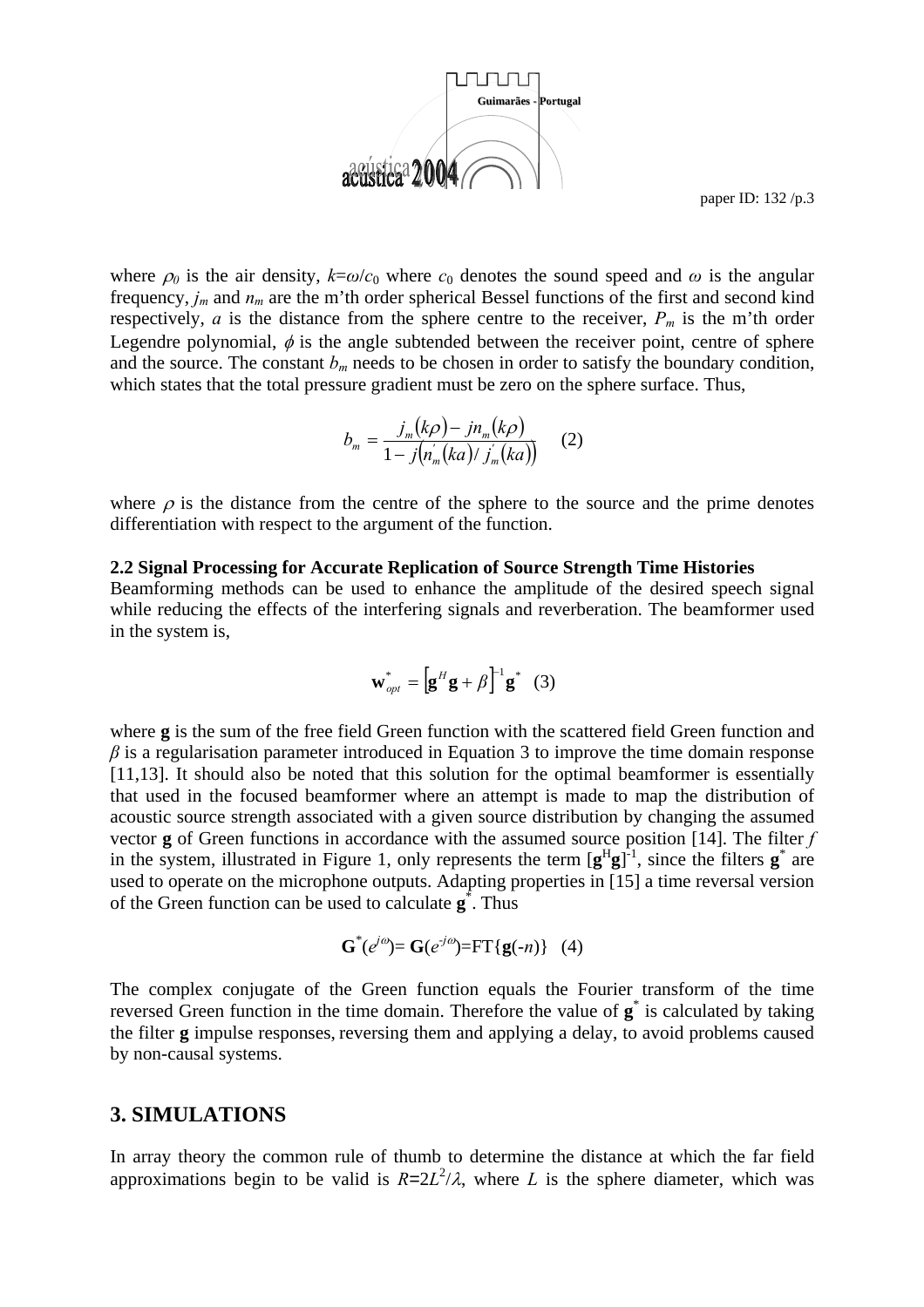where $\rho_0$ is the air density, $k=\omega/c_0$ where $c_0$ denotes the sound speed and $\omega$ is the angular frequency, $j_m$ and $n_m$ are the m'th order spherical Bessel functions of the first and second kind respectively, $a$ is the distance from the sphere centre to the receiver, $P_m$ is the m'th order Legendre polynomial, $\phi$ is the angle subtended between the receiver point, centre of sphere and the source. The constant $b_m$ needs to be chosen in order to satisfy the boundary condition, which states that the total pressure gradient must be zero on the sphere surface. Thus,

$$b_m = \frac{j_m(k\rho) - jn_m(k\rho)}{1 - j\left(n_m^{'}(ka)/\,j_m^{'}(ka)\right)} \quad (2)$$

where $\rho$ is the distance from the centre of the sphere to the source and the prime denotes differentiation with respect to the argument of the function.

**2.2 Signal Processing for Accurate Replication of Source Strength Time Histories**

Beamforming methods can be used to enhance the amplitude of the desired speech signal while reducing the effects of the interfering signals and reverberation. The beamformer used in the system is,

$$\mathbf{w}_{opt}^{*} = \left[\mathbf{g}^H \mathbf{g} + \beta\right]^{-1} \mathbf{g}^{*} \quad (3)$$

where **g** is the sum of the free field Green function with the scattered field Green function and $\beta$ is a regularisation parameter introduced in Equation 3 to improve the time domain response [11,13]. It should also be noted that this solution for the optimal beamformer is essentially that used in the focused beamformer where an attempt is made to map the distribution of acoustic source strength associated with a given source distribution by changing the assumed vector **g** of Green functions in accordance with the assumed source position [14]. The filter $f$ in the system, illustrated in Figure 1, only represents the term $[\mathbf{g}^H\mathbf{g}]^{-1}$, since the filters $\mathbf{g}^*$ are used to operate on the microphone outputs. Adapting properties in [15] a time reversal version of the Green function can be used to calculate $\mathbf{g}^*$. Thus

$$\mathbf{G}^*(e^{j\omega}) = \mathbf{G}(e^{-j\omega}) = \mathrm{FT}\{\mathbf{g}(-n)\} \quad (4)$$

The complex conjugate of the Green function equals the Fourier transform of the time reversed Green function in the time domain. Therefore the value of $\mathbf{g}^*$ is calculated by taking the filter **g** impulse responses, reversing them and applying a delay, to avoid problems caused by non-causal systems.

## 3. SIMULATIONS

In array theory the common rule of thumb to determine the distance at which the far field approximations begin to be valid is $R=2L^2/\lambda$, where $L$ is the sphere diameter, which was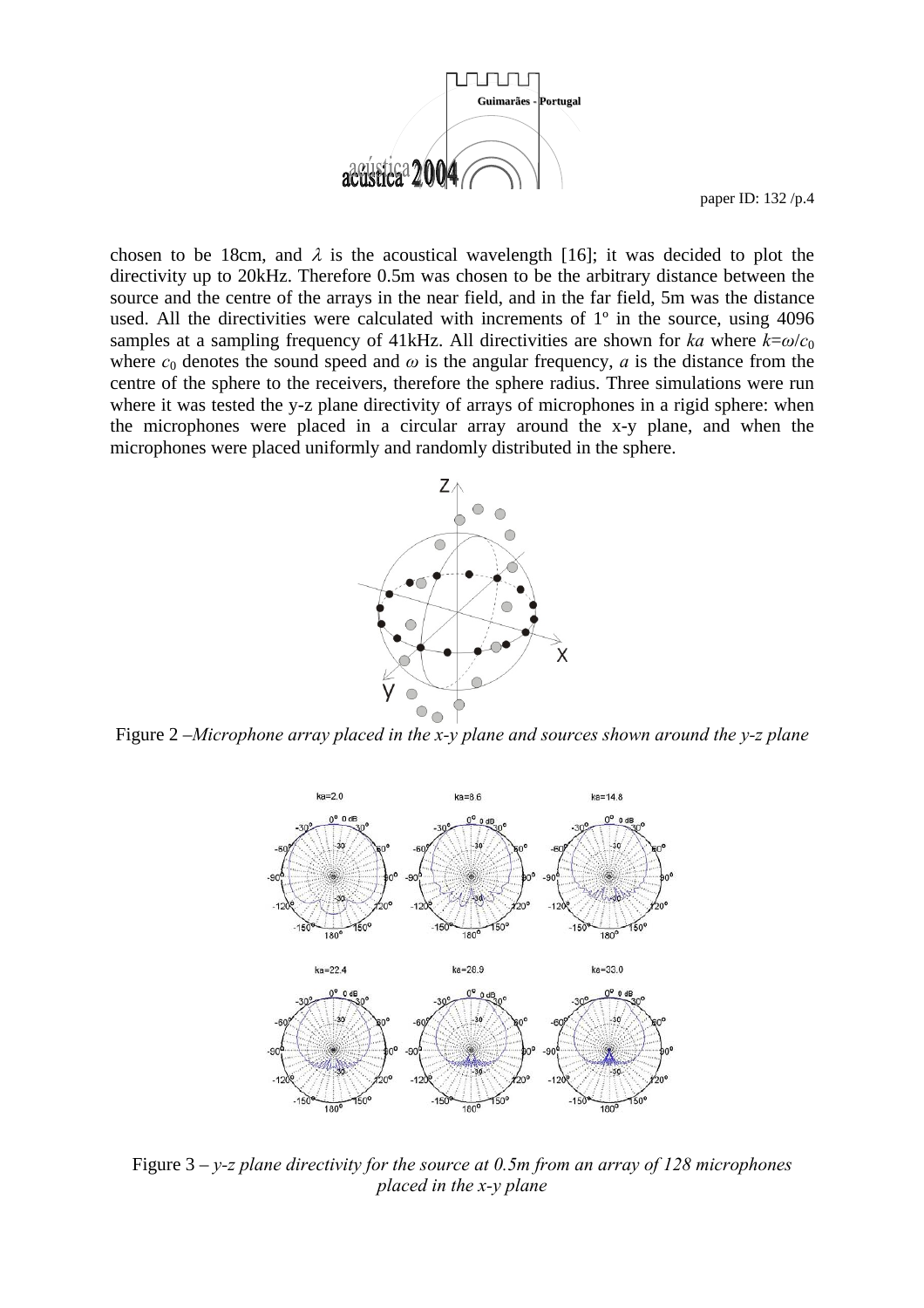chosen to be 18cm, and $\lambda$ is the acoustical wavelength [16]; it was decided to plot the directivity up to 20kHz. Therefore 0.5m was chosen to be the arbitrary distance between the source and the centre of the arrays in the near field, and in the far field, 5m was the distance used. All the directivities were calculated with increments of 1º in the source, using 4096 samples at a sampling frequency of 41kHz. All directivities are shown for $ka$ where $k=\omega/c_0$ where $c_0$ denotes the sound speed and $\omega$ is the angular frequency, $a$ is the distance from the centre of the sphere to the receivers, therefore the sphere radius. Three simulations were run where it was tested the y-z plane directivity of arrays of microphones in a rigid sphere: when the microphones were placed in a circular array around the x-y plane, and when the microphones were placed uniformly and randomly distributed in the sphere.

Figure 2 –*Microphone array placed in the x-y plane and sources shown around the y-z plane*

Figure 3 – *y-z plane directivity for the source at 0.5m from an array of 128 microphones placed in the x-y plane*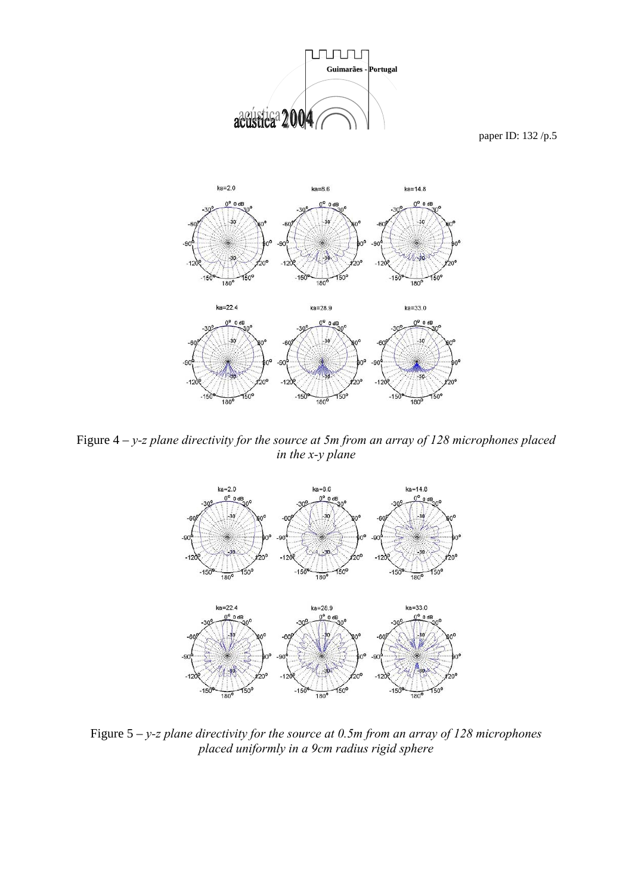Figure 4 – *y-z plane directivity for the source at 5m from an array of 128 microphones placed in the x-y plane*

Figure 5 – *y-z plane directivity for the source at 0.5m from an array of 128 microphones placed uniformly in a 9cm radius rigid sphere*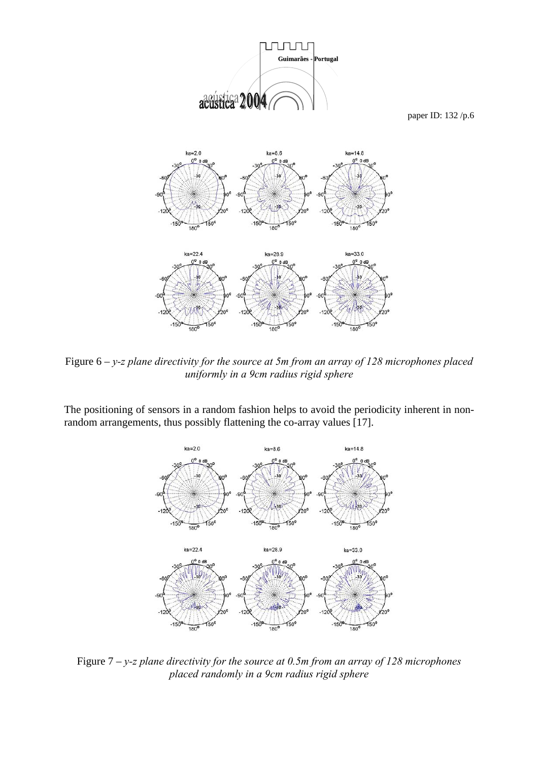Figure 6 – *y-z plane directivity for the source at 5m from an array of 128 microphones placed uniformly in a 9cm radius rigid sphere*

The positioning of sensors in a random fashion helps to avoid the periodicity inherent in non-random arrangements, thus possibly flattening the co-array values [17].

Figure 7 – *y-z plane directivity for the source at 0.5m from an array of 128 microphones placed randomly in a 9cm radius rigid sphere*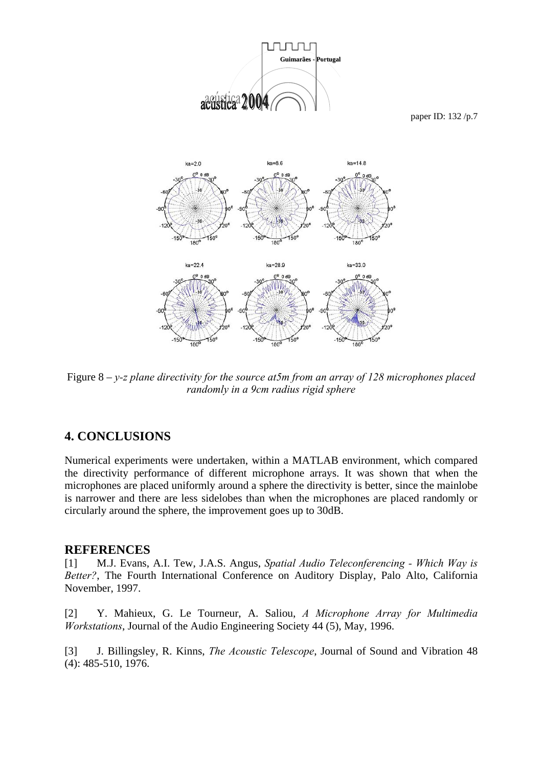Figure 8 – *y-z plane directivity for the source at5m from an array of 128 microphones placed randomly in a 9cm radius rigid sphere*

## 4. CONCLUSIONS

Numerical experiments were undertaken, within a MATLAB environment, which compared the directivity performance of different microphone arrays. It was shown that when the microphones are placed uniformly around a sphere the directivity is better, since the mainlobe is narrower and there are less sidelobes than when the microphones are placed randomly or circularly around the sphere, the improvement goes up to 30dB.

## REFERENCES

[1] M.J. Evans, A.I. Tew, J.A.S. Angus, *Spatial Audio Teleconferencing - Which Way is Better?*, The Fourth International Conference on Auditory Display, Palo Alto, California November, 1997.

[2] Y. Mahieux, G. Le Tourneur, A. Saliou, *A Microphone Array for Multimedia Workstations*, Journal of the Audio Engineering Society 44 (5), May, 1996.

[3] J. Billingsley, R. Kinns, *The Acoustic Telescope*, Journal of Sound and Vibration 48 (4): 485-510, 1976.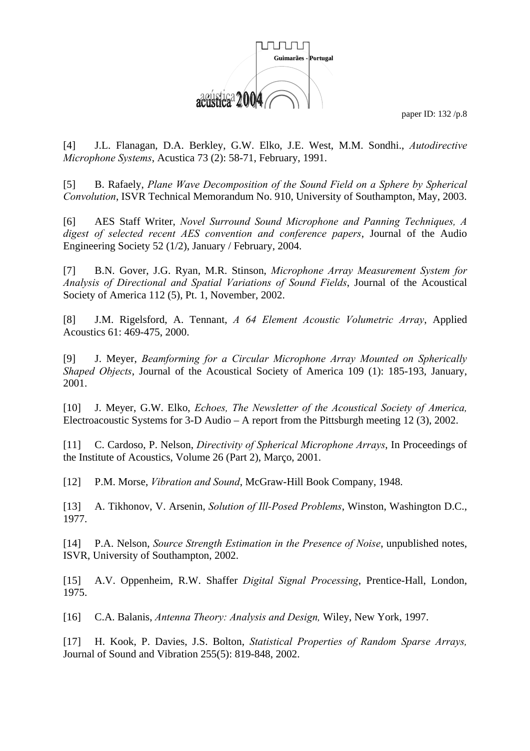[4] J.L. Flanagan, D.A. Berkley, G.W. Elko, J.E. West, M.M. Sondhi., *Autodirective Microphone Systems*, Acustica 73 (2): 58-71, February, 1991.

[5] B. Rafaely, *Plane Wave Decomposition of the Sound Field on a Sphere by Spherical Convolution*, ISVR Technical Memorandum No. 910, University of Southampton, May, 2003.

[6] AES Staff Writer, *Novel Surround Sound Microphone and Panning Techniques, A digest of selected recent AES convention and conference papers*, Journal of the Audio Engineering Society 52 (1/2), January / February, 2004.

[7] B.N. Gover, J.G. Ryan, M.R. Stinson, *Microphone Array Measurement System for Analysis of Directional and Spatial Variations of Sound Fields*, Journal of the Acoustical Society of America 112 (5), Pt. 1, November, 2002.

[8] J.M. Rigelsford, A. Tennant, *A 64 Element Acoustic Volumetric Array*, Applied Acoustics 61: 469-475, 2000.

[9] J. Meyer, *Beamforming for a Circular Microphone Array Mounted on Spherically Shaped Objects*, Journal of the Acoustical Society of America 109 (1): 185-193, January, 2001.

[10] J. Meyer, G.W. Elko, *Echoes, The Newsletter of the Acoustical Society of America,* Electroacoustic Systems for 3-D Audio – A report from the Pittsburgh meeting 12 (3), 2002.

[11] C. Cardoso, P. Nelson, *Directivity of Spherical Microphone Arrays*, In Proceedings of the Institute of Acoustics, Volume 26 (Part 2), Março, 2001.

[12] P.M. Morse, *Vibration and Sound*, McGraw-Hill Book Company, 1948.

[13] A. Tikhonov, V. Arsenin, *Solution of Ill-Posed Problems*, Winston, Washington D.C., 1977.

[14] P.A. Nelson, *Source Strength Estimation in the Presence of Noise*, unpublished notes, ISVR, University of Southampton, 2002.

[15] A.V. Oppenheim, R.W. Shaffer *Digital Signal Processing*, Prentice-Hall, London, 1975.

[16] C.A. Balanis, *Antenna Theory: Analysis and Design,* Wiley, New York, 1997.

[17] H. Kook, P. Davies, J.S. Bolton, *Statistical Properties of Random Sparse Arrays,* Journal of Sound and Vibration 255(5): 819-848, 2002.